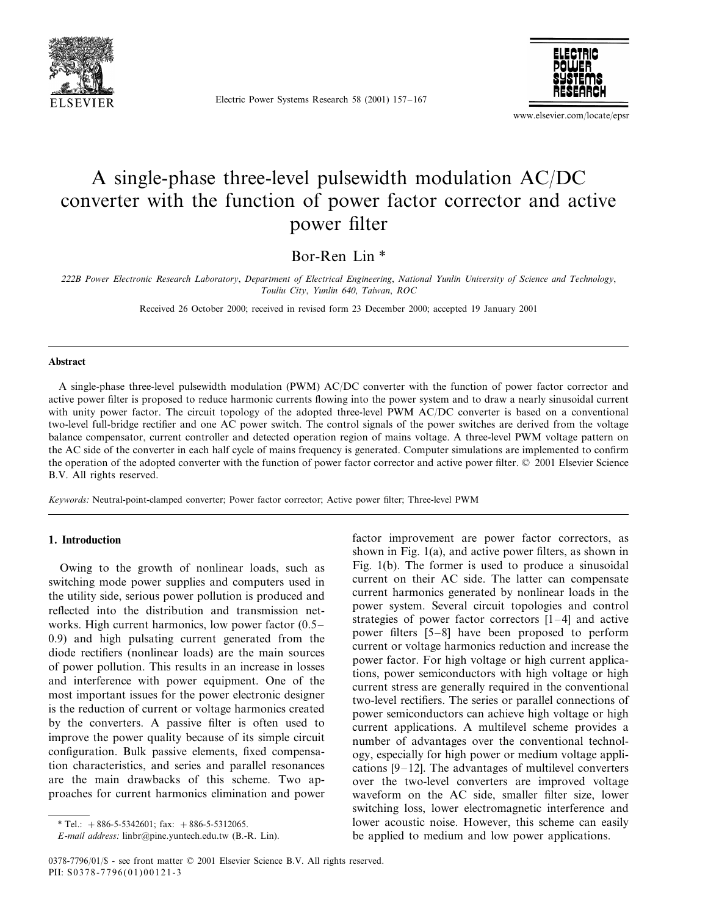# A single-phase three-level pulsewidth modulation AC/DC converter with the function of power factor corrector and active power filter

Bor-Ren Lin *

*222B Power Electronic Research Laboratory, Department of Electrical Engineering, National Yunlin University of Science and Technology, Touliu City, Yunlin 640, Taiwan, ROC*

Received 26 October 2000; received in revised form 23 December 2000; accepted 19 January 2001

## Abstract

A single-phase three-level pulsewidth modulation (PWM) AC/DC converter with the function of power factor corrector and active power filter is proposed to reduce harmonic currents flowing into the power system and to draw a nearly sinusoidal current with unity power factor. The circuit topology of the adopted three-level PWM AC/DC converter is based on a conventional two-level full-bridge rectifier and one AC power switch. The control signals of the power switches are derived from the voltage balance compensator, current controller and detected operation region of mains voltage. A three-level PWM voltage pattern on the AC side of the converter in each half cycle of mains frequency is generated. Computer simulations are implemented to confirm the operation of the adopted converter with the function of power factor corrector and active power filter. © 2001 Elsevier Science B.V. All rights reserved.

*Keywords:* Neutral-point-clamped converter; Power factor corrector; Active power filter; Three-level PWM

## 1. Introduction

Owing to the growth of nonlinear loads, such as switching mode power supplies and computers used in the utility side, serious power pollution is produced and reflected into the distribution and transmission networks. High current harmonics, low power factor (0.5–0.9) and high pulsating current generated from the diode rectifiers (nonlinear loads) are the main sources of power pollution. This results in an increase in losses and interference with power equipment. One of the most important issues for the power electronic designer is the reduction of current or voltage harmonics created by the converters. A passive filter is often used to improve the power quality because of its simple circuit configuration. Bulk passive elements, fixed compensation characteristics, and series and parallel resonances are the main drawbacks of this scheme. Two approaches for current harmonics elimination and power factor improvement are power factor correctors, as shown in Fig. 1(a), and active power filters, as shown in Fig. 1(b). The former is used to produce a sinusoidal current on their AC side. The latter can compensate current harmonics generated by nonlinear loads in the power system. Several circuit topologies and control strategies of power factor correctors [1–4] and active power filters [5–8] have been proposed to perform current or voltage harmonics reduction and increase the power factor. For high voltage or high current applications, power semiconductors with high voltage or high current stress are generally required in the conventional two-level rectifiers. The series or parallel connections of power semiconductors can achieve high voltage or high current applications. A multilevel scheme provides a number of advantages over the conventional technology, especially for high power or medium voltage applications [9–12]. The advantages of multilevel converters over the two-level converters are improved voltage waveform on the AC side, smaller filter size, lower switching loss, lower electromagnetic interference and lower acoustic noise. However, this scheme can easily be applied to medium and low power applications.

* Tel.: +886-5-5342601; fax: +886-5-5312065.

*E-mail address:* linbr@pine.yuntech.edu.tw (B.-R. Lin).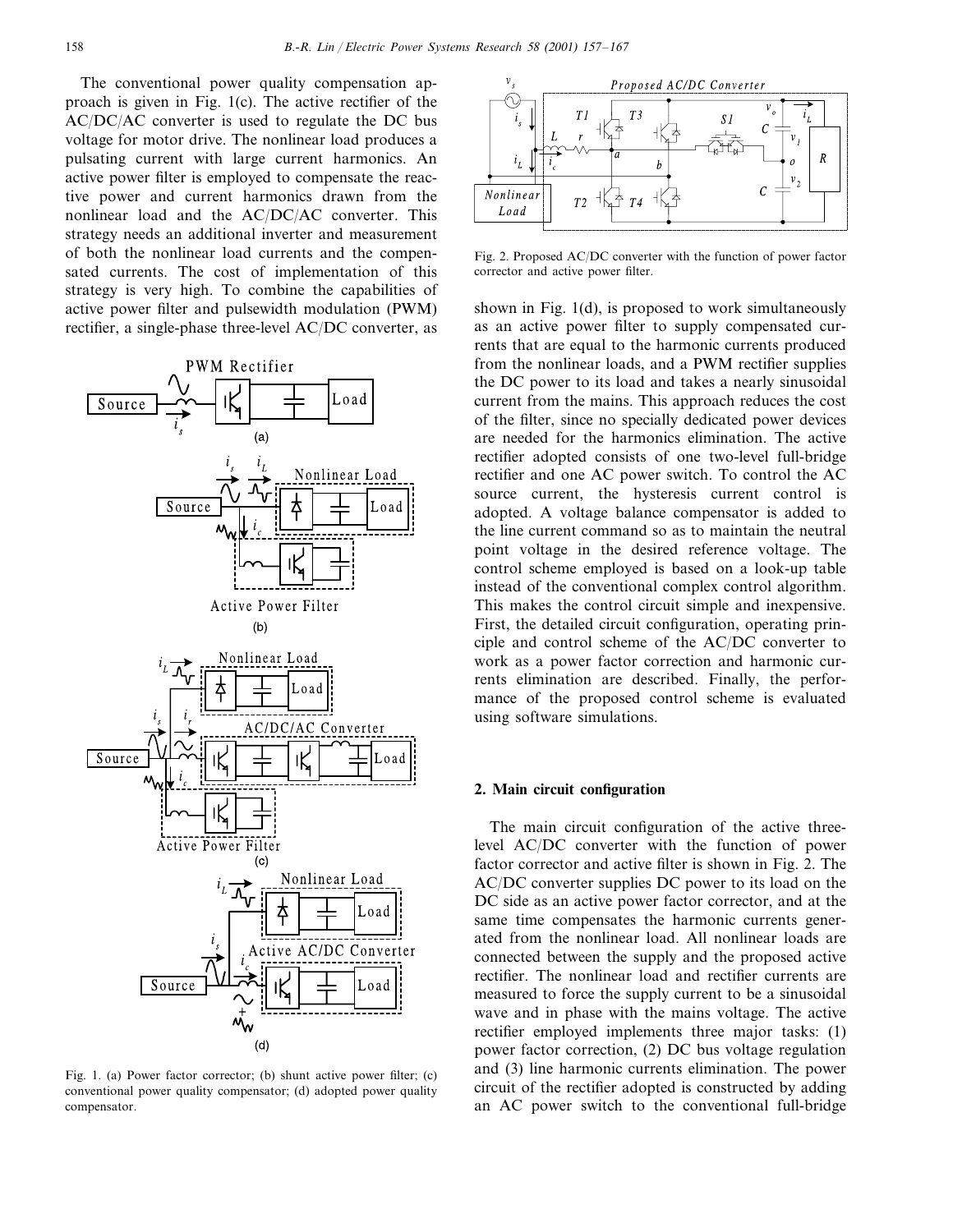The conventional power quality compensation approach is given in Fig. 1(c). The active rectifier of the AC/DC/AC converter is used to regulate the DC bus voltage for motor drive. The nonlinear load produces a pulsating current with large current harmonics. An active power filter is employed to compensate the reactive power and current harmonics drawn from the nonlinear load and the AC/DC/AC converter. This strategy needs an additional inverter and measurement of both the nonlinear load currents and the compensated currents. The cost of implementation of this strategy is very high. To combine the capabilities of active power filter and pulsewidth modulation (PWM) rectifier, a single-phase three-level AC/DC converter, as shown in Fig. 1(d), is proposed to work simultaneously as an active power filter to supply compensated currents that are equal to the harmonic currents produced from the nonlinear loads, and a PWM rectifier supplies the DC power to its load and takes a nearly sinusoidal current from the mains. This approach reduces the cost of the filter, since no specially dedicated power devices are needed for the harmonics elimination. The active rectifier adopted consists of one two-level full-bridge rectifier and one AC power switch. To control the AC source current, the hysteresis current control is adopted. A voltage balance compensator is added to the line current command so as to maintain the neutral point voltage in the desired reference voltage. The control scheme employed is based on a look-up table instead of the conventional complex control algorithm. This makes the control circuit simple and inexpensive. First, the detailed circuit configuration, operating principle and control scheme of the AC/DC converter to work as a power factor correction and harmonic currents elimination are described. Finally, the performance of the proposed control scheme is evaluated using software simulations.

Fig. 1. (a) Power factor corrector; (b) shunt active power filter; (c) conventional power quality compensator; (d) adopted power quality compensator.

Fig. 2. Proposed AC/DC converter with the function of power factor corrector and active power filter.

## 2. Main circuit configuration

The main circuit configuration of the active three-level AC/DC converter with the function of power factor corrector and active filter is shown in Fig. 2. The AC/DC converter supplies DC power to its load on the DC side as an active power factor corrector, and at the same time compensates the harmonic currents generated from the nonlinear load. All nonlinear loads are connected between the supply and the proposed active rectifier. The nonlinear load and rectifier currents are measured to force the supply current to be a sinusoidal wave and in phase with the mains voltage. The active rectifier employed implements three major tasks: (1) power factor correction, (2) DC bus voltage regulation and (3) line harmonic currents elimination. The power circuit of the rectifier adopted is constructed by adding an AC power switch to the conventional full-bridge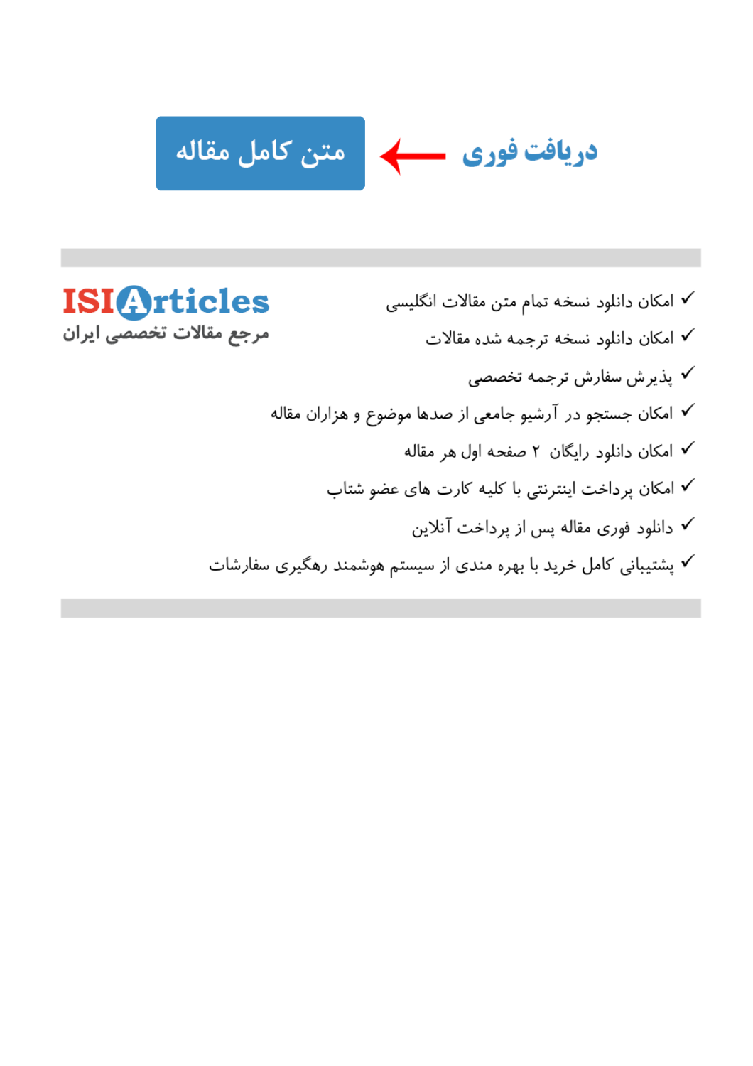دریافت فوری ← متن کامل مقاله

**ISIArticles**
مرجع مقالات تخصصی ایران

- ✓ امکان دانلود نسخه تمام متن مقالات انگلیسی
- ✓ امکان دانلود نسخه ترجمه شده مقالات
- ✓ پذیرش سفارش ترجمه تخصصی
- ✓ امکان جستجو در آرشیو جامعی از صدها موضوع و هزاران مقاله
- ✓ امکان دانلود رایگان ۲ صفحه اول هر مقاله
- ✓ امکان پرداخت اینترنتی با کلیه کارت های عضو شتاب
- ✓ دانلود فوری مقاله پس از پرداخت آنلاین
- ✓ پشتیبانی کامل خرید با بهره مندی از سیستم هوشمند رهگیری سفارشات